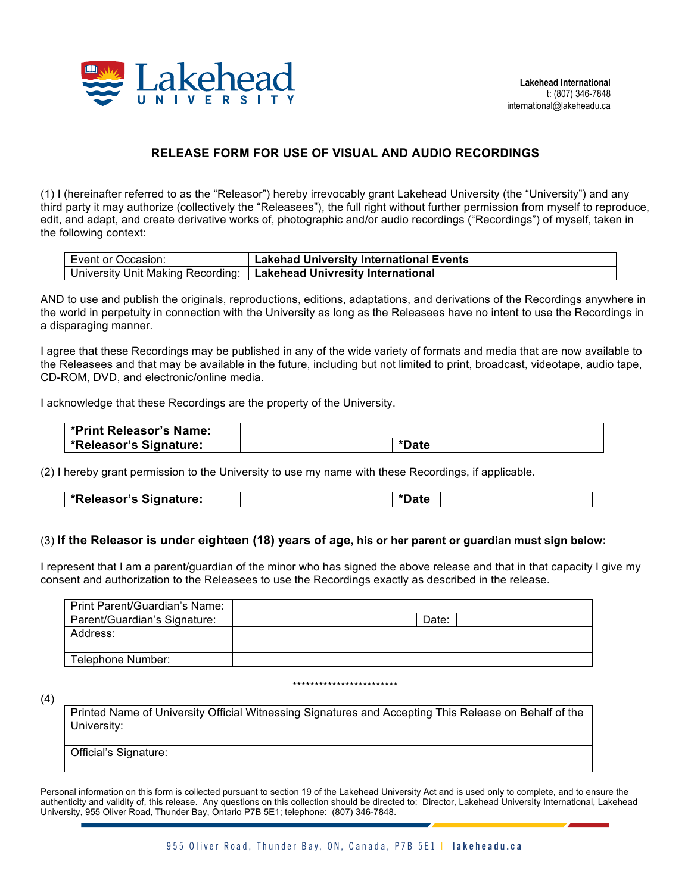**Lakehead International**
t: (807) 346-7848
international@lakeheadu.ca

## RELEASE FORM FOR USE OF VISUAL AND AUDIO RECORDINGS

(1) I (hereinafter referred to as the "Releasor") hereby irrevocably grant Lakehead University (the "University") and any third party it may authorize (collectively the "Releasees"), the full right without further permission from myself to reproduce, edit, and adapt, and create derivative works of, photographic and/or audio recordings ("Recordings") of myself, taken in the following context:

| | |
|---|---|
| Event or Occasion: | **Lakehad University International Events** |
| University Unit Making Recording: | **Lakehead Univresity International** |

AND to use and publish the originals, reproductions, editions, adaptations, and derivations of the Recordings anywhere in the world in perpetuity in connection with the University as long as the Releasees have no intent to use the Recordings in a disparaging manner.

I agree that these Recordings may be published in any of the wide variety of formats and media that are now available to the Releasees and that may be available in the future, including but not limited to print, broadcast, videotape, audio tape, CD-ROM, DVD, and electronic/online media.

I acknowledge that these Recordings are the property of the University.

| | | | |
|---|---|---|---|
| **\*Print Releasor's Name:** | | | |
| **\*Releasor's Signature:** | | **\*Date** | |

(2) I hereby grant permission to the University to use my name with these Recordings, if applicable.

| | | | |
|---|---|---|---|
| **\*Releasor's Signature:** | | **\*Date** | |

(3) **If the Releasor is under eighteen (18) years of age, his or her parent or guardian must sign below:**

I represent that I am a parent/guardian of the minor who has signed the above release and that in that capacity I give my consent and authorization to the Releasees to use the Recordings exactly as described in the release.

| | | | |
|---|---|---|---|
| Print Parent/Guardian's Name: | | | |
| Parent/Guardian's Signature: | | Date: | |
| Address: | | | |
| Telephone Number: | | | |

\*\*\*\*\*\*\*\*\*\*\*\*\*\*\*\*\*\*\*\*\*\*\*\*

(4)

| |
|---|
| Printed Name of University Official Witnessing Signatures and Accepting This Release on Behalf of the University: |
| Official's Signature: |

Personal information on this form is collected pursuant to section 19 of the Lakehead University Act and is used only to complete, and to ensure the authenticity and validity of, this release. Any questions on this collection should be directed to: Director, Lakehead University International, Lakehead University, 955 Oliver Road, Thunder Bay, Ontario P7B 5E1; telephone: (807) 346-7848.

955 Oliver Road, Thunder Bay, ON, Canada, P7B 5E1 | **lakeheadu.ca**